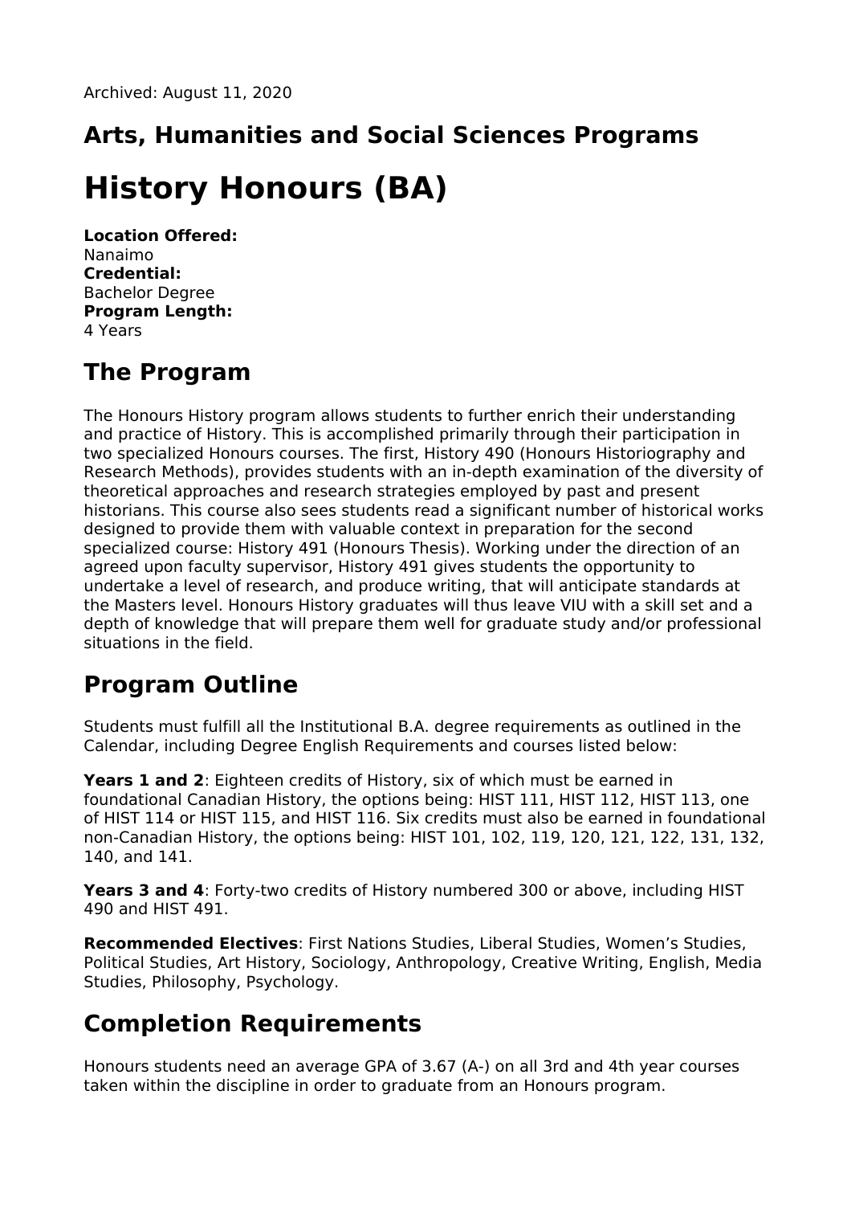Archived: August 11, 2020

## Arts, Humanities and Social Sciences Programs

# History Honours (BA)

**Location Offered:**
Nanaimo
**Credential:**
Bachelor Degree
**Program Length:**
4 Years

## The Program

The Honours History program allows students to further enrich their understanding and practice of History. This is accomplished primarily through their participation in two specialized Honours courses. The first, History 490 (Honours Historiography and Research Methods), provides students with an in-depth examination of the diversity of theoretical approaches and research strategies employed by past and present historians. This course also sees students read a significant number of historical works designed to provide them with valuable context in preparation for the second specialized course: History 491 (Honours Thesis). Working under the direction of an agreed upon faculty supervisor, History 491 gives students the opportunity to undertake a level of research, and produce writing, that will anticipate standards at the Masters level. Honours History graduates will thus leave VIU with a skill set and a depth of knowledge that will prepare them well for graduate study and/or professional situations in the field.

## Program Outline

Students must fulfill all the Institutional B.A. degree requirements as outlined in the Calendar, including Degree English Requirements and courses listed below:

**Years 1 and 2**: Eighteen credits of History, six of which must be earned in foundational Canadian History, the options being: HIST 111, HIST 112, HIST 113, one of HIST 114 or HIST 115, and HIST 116. Six credits must also be earned in foundational non-Canadian History, the options being: HIST 101, 102, 119, 120, 121, 122, 131, 132, 140, and 141.

**Years 3 and 4**: Forty-two credits of History numbered 300 or above, including HIST 490 and HIST 491.

**Recommended Electives**: First Nations Studies, Liberal Studies, Women's Studies, Political Studies, Art History, Sociology, Anthropology, Creative Writing, English, Media Studies, Philosophy, Psychology.

## Completion Requirements

Honours students need an average GPA of 3.67 (A-) on all 3rd and 4th year courses taken within the discipline in order to graduate from an Honours program.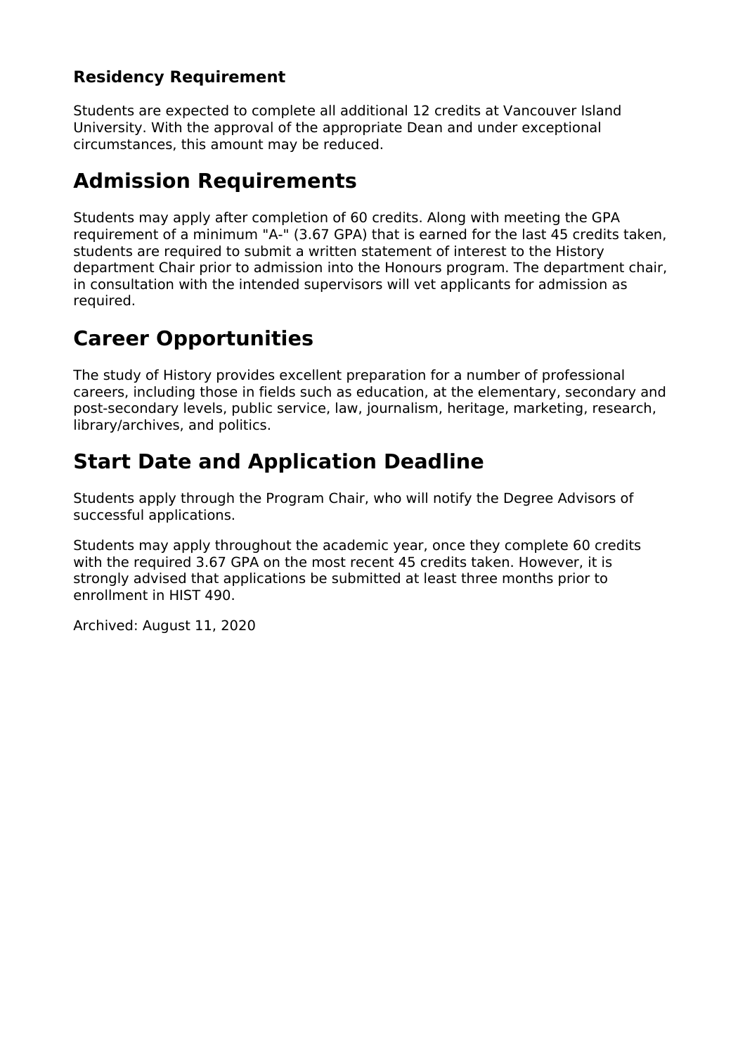### Residency Requirement

Students are expected to complete all additional 12 credits at Vancouver Island University. With the approval of the appropriate Dean and under exceptional circumstances, this amount may be reduced.

## Admission Requirements

Students may apply after completion of 60 credits. Along with meeting the GPA requirement of a minimum "A-" (3.67 GPA) that is earned for the last 45 credits taken, students are required to submit a written statement of interest to the History department Chair prior to admission into the Honours program. The department chair, in consultation with the intended supervisors will vet applicants for admission as required.

## Career Opportunities

The study of History provides excellent preparation for a number of professional careers, including those in fields such as education, at the elementary, secondary and post-secondary levels, public service, law, journalism, heritage, marketing, research, library/archives, and politics.

## Start Date and Application Deadline

Students apply through the Program Chair, who will notify the Degree Advisors of successful applications.

Students may apply throughout the academic year, once they complete 60 credits with the required 3.67 GPA on the most recent 45 credits taken. However, it is strongly advised that applications be submitted at least three months prior to enrollment in HIST 490.

Archived: August 11, 2020